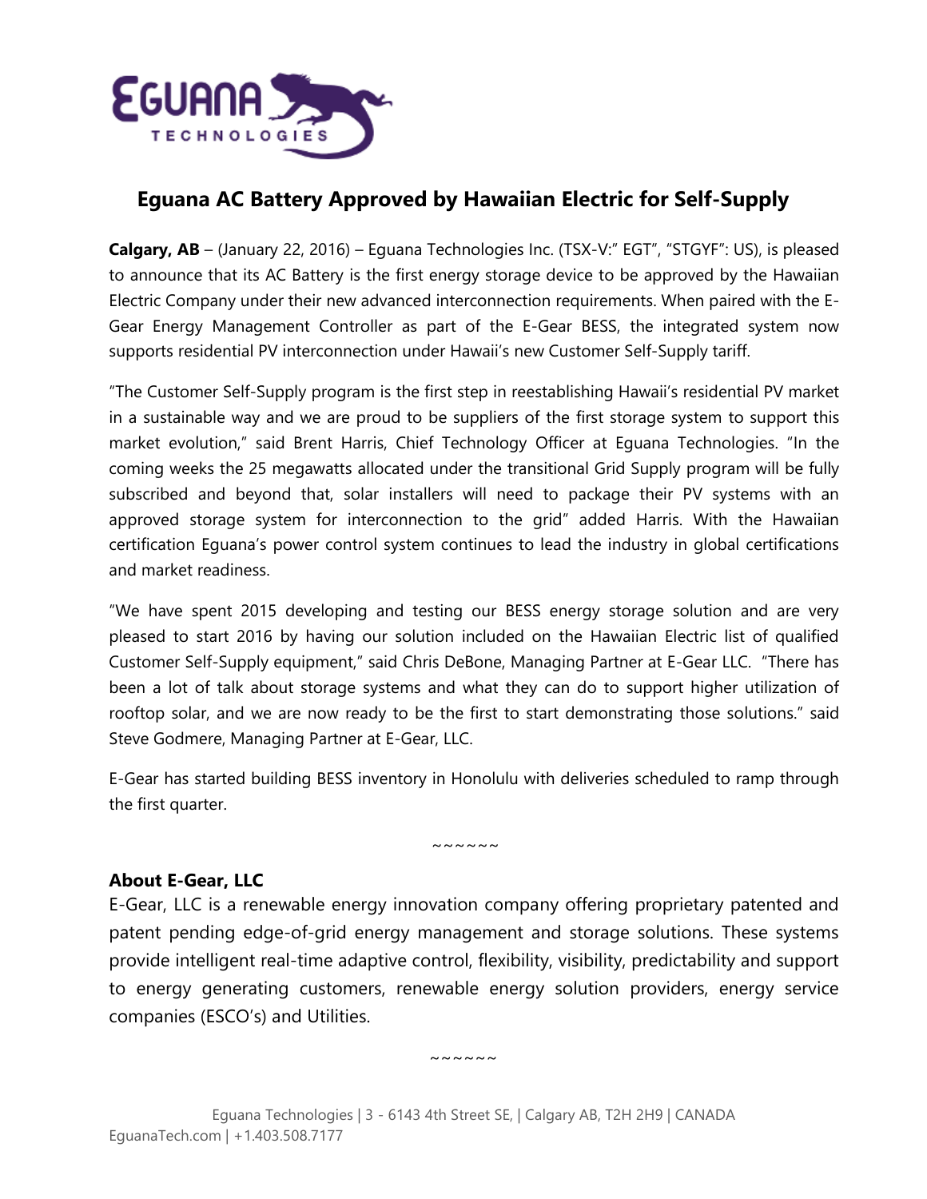# Eguana AC Battery Approved by Hawaiian Electric for Self-Supply

**Calgary, AB** – (January 22, 2016) – Eguana Technologies Inc. (TSX-V:" EGT", "STGYF": US), is pleased to announce that its AC Battery is the first energy storage device to be approved by the Hawaiian Electric Company under their new advanced interconnection requirements. When paired with the E-Gear Energy Management Controller as part of the E-Gear BESS, the integrated system now supports residential PV interconnection under Hawaii's new Customer Self-Supply tariff.

"The Customer Self-Supply program is the first step in reestablishing Hawaii's residential PV market in a sustainable way and we are proud to be suppliers of the first storage system to support this market evolution," said Brent Harris, Chief Technology Officer at Eguana Technologies. "In the coming weeks the 25 megawatts allocated under the transitional Grid Supply program will be fully subscribed and beyond that, solar installers will need to package their PV systems with an approved storage system for interconnection to the grid" added Harris. With the Hawaiian certification Eguana's power control system continues to lead the industry in global certifications and market readiness.

"We have spent 2015 developing and testing our BESS energy storage solution and are very pleased to start 2016 by having our solution included on the Hawaiian Electric list of qualified Customer Self-Supply equipment," said Chris DeBone, Managing Partner at E-Gear LLC. "There has been a lot of talk about storage systems and what they can do to support higher utilization of rooftop solar, and we are now ready to be the first to start demonstrating those solutions." said Steve Godmere, Managing Partner at E-Gear, LLC.

E-Gear has started building BESS inventory in Honolulu with deliveries scheduled to ramp through the first quarter.

~~~~~~

**About E-Gear, LLC**

E-Gear, LLC is a renewable energy innovation company offering proprietary patented and patent pending edge-of-grid energy management and storage solutions. These systems provide intelligent real-time adaptive control, flexibility, visibility, predictability and support to energy generating customers, renewable energy solution providers, energy service companies (ESCO's) and Utilities.

~~~~~~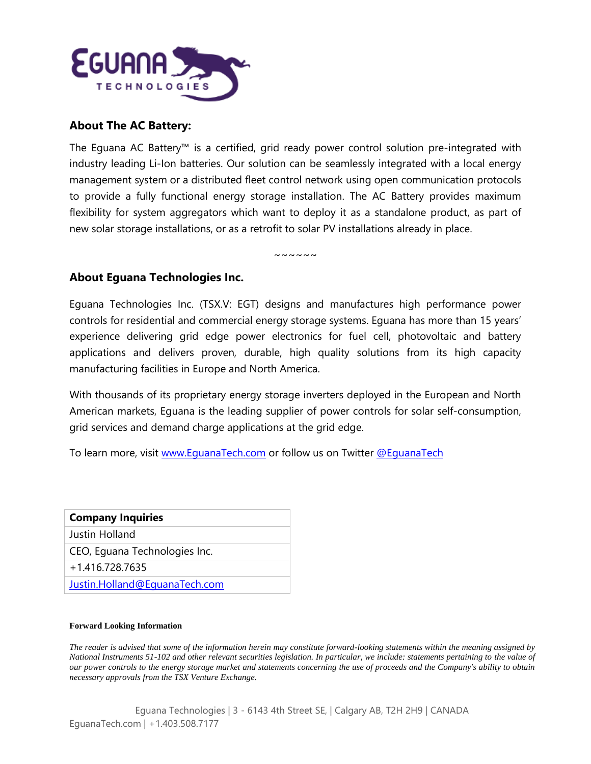## About The AC Battery:

The Eguana AC Battery™ is a certified, grid ready power control solution pre-integrated with industry leading Li-Ion batteries. Our solution can be seamlessly integrated with a local energy management system or a distributed fleet control network using open communication protocols to provide a fully functional energy storage installation. The AC Battery provides maximum flexibility for system aggregators which want to deploy it as a standalone product, as part of new solar storage installations, or as a retrofit to solar PV installations already in place.

~~~~~~

## About Eguana Technologies Inc.

Eguana Technologies Inc. (TSX.V: EGT) designs and manufactures high performance power controls for residential and commercial energy storage systems. Eguana has more than 15 years' experience delivering grid edge power electronics for fuel cell, photovoltaic and battery applications and delivers proven, durable, high quality solutions from its high capacity manufacturing facilities in Europe and North America.

With thousands of its proprietary energy storage inverters deployed in the European and North American markets, Eguana is the leading supplier of power controls for solar self-consumption, grid services and demand charge applications at the grid edge.

To learn more, visit www.EguanaTech.com or follow us on Twitter @EguanaTech

| **Company Inquiries** |
|---|
| Justin Holland |
| CEO, Eguana Technologies Inc. |
| +1.416.728.7635 |
| Justin.Holland@EguanaTech.com |

**Forward Looking Information**

*The reader is advised that some of the information herein may constitute forward-looking statements within the meaning assigned by National Instruments 51-102 and other relevant securities legislation. In particular, we include: statements pertaining to the value of our power controls to the energy storage market and statements concerning the use of proceeds and the Company's ability to obtain necessary approvals from the TSX Venture Exchange.*

Eguana Technologies | 3 - 6143 4th Street SE, | Calgary AB, T2H 2H9 | CANADA EguanaTech.com | +1.403.508.7177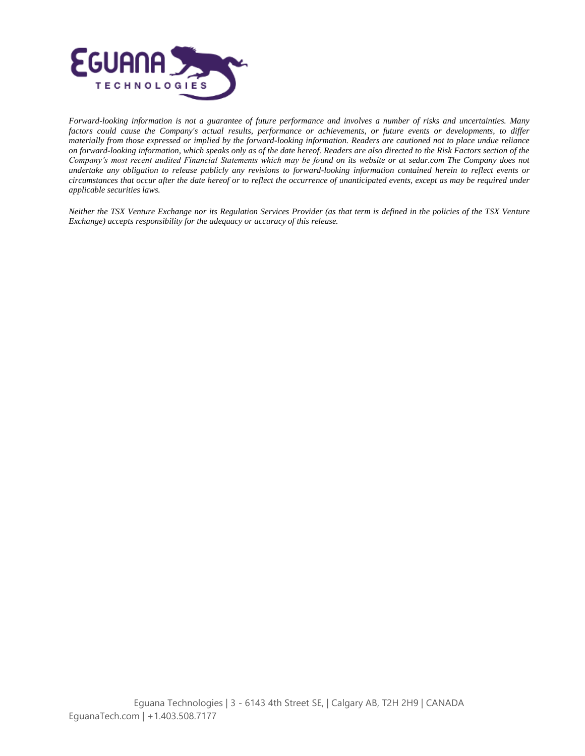*Forward-looking information is not a guarantee of future performance and involves a number of risks and uncertainties. Many factors could cause the Company's actual results, performance or achievements, or future events or developments, to differ materially from those expressed or implied by the forward-looking information. Readers are cautioned not to place undue reliance on forward-looking information, which speaks only as of the date hereof. Readers are also directed to the Risk Factors section of the Company's most recent audited Financial Statements which may be found on its website or at sedar.com The Company does not undertake any obligation to release publicly any revisions to forward-looking information contained herein to reflect events or circumstances that occur after the date hereof or to reflect the occurrence of unanticipated events, except as may be required under applicable securities laws.*

*Neither the TSX Venture Exchange nor its Regulation Services Provider (as that term is defined in the policies of the TSX Venture Exchange) accepts responsibility for the adequacy or accuracy of this release.*